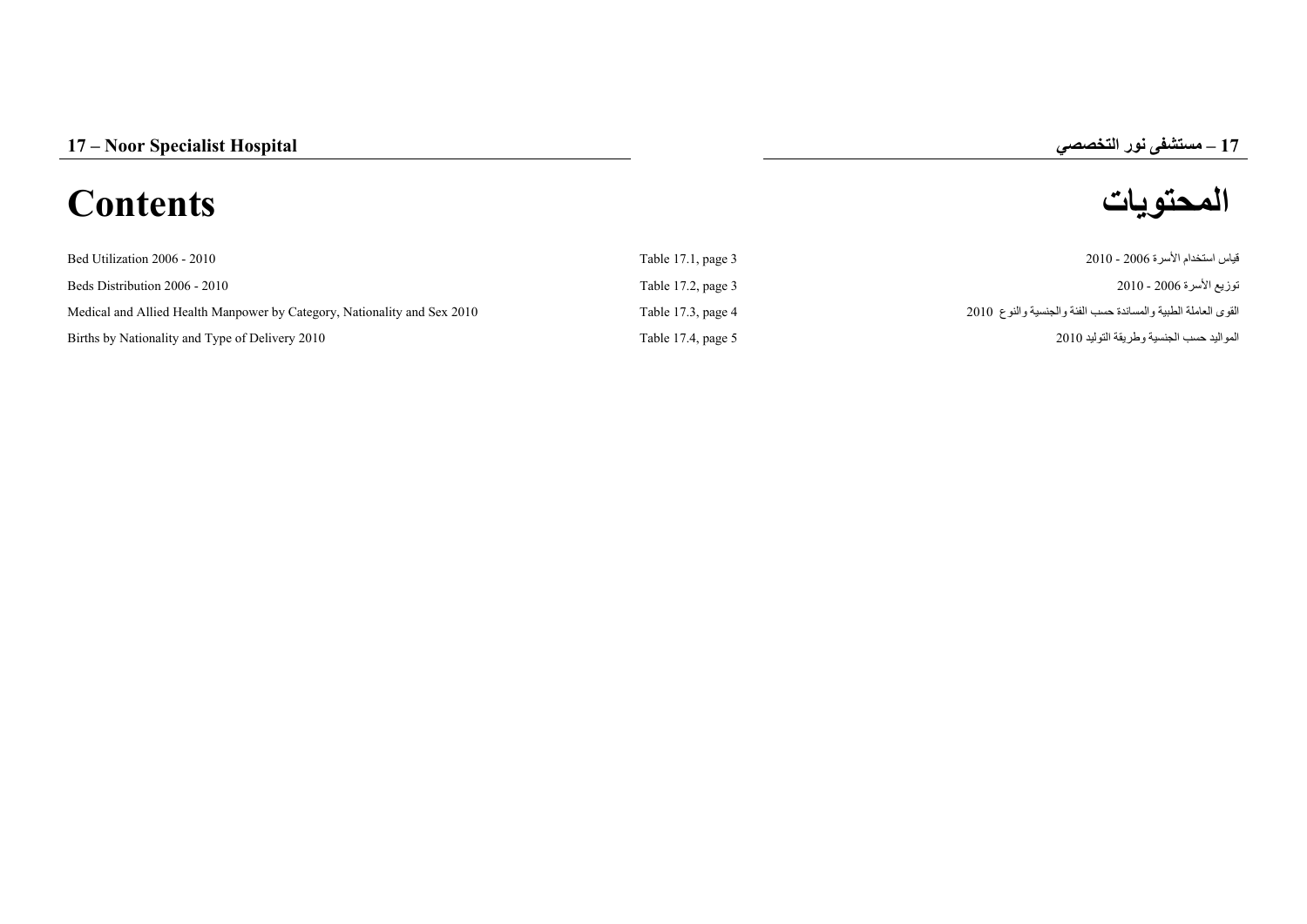# 17 – Noor Specialist Hospital

# 17 – مستشفى نور التخصصي

## Contents

## المحتويات

| | | |
|---|---|---|
| Bed Utilization 2006 - 2010 | Table 17.1, page 3 | قياس استخدام الأسرة 2006 - 2010 |
| Beds Distribution 2006 - 2010 | Table 17.2, page 3 | توزيع الأسرة 2006 - 2010 |
| Medical and Allied Health Manpower by Category, Nationality and Sex 2010 | Table 17.3, page 4 | القوى العاملة الطبية والمساندة حسب الفئة والجنسية والنوع 2010 |
| Births by Nationality and Type of Delivery 2010 | Table 17.4, page 5 | المواليد حسب الجنسية وطريقة التوليد 2010 |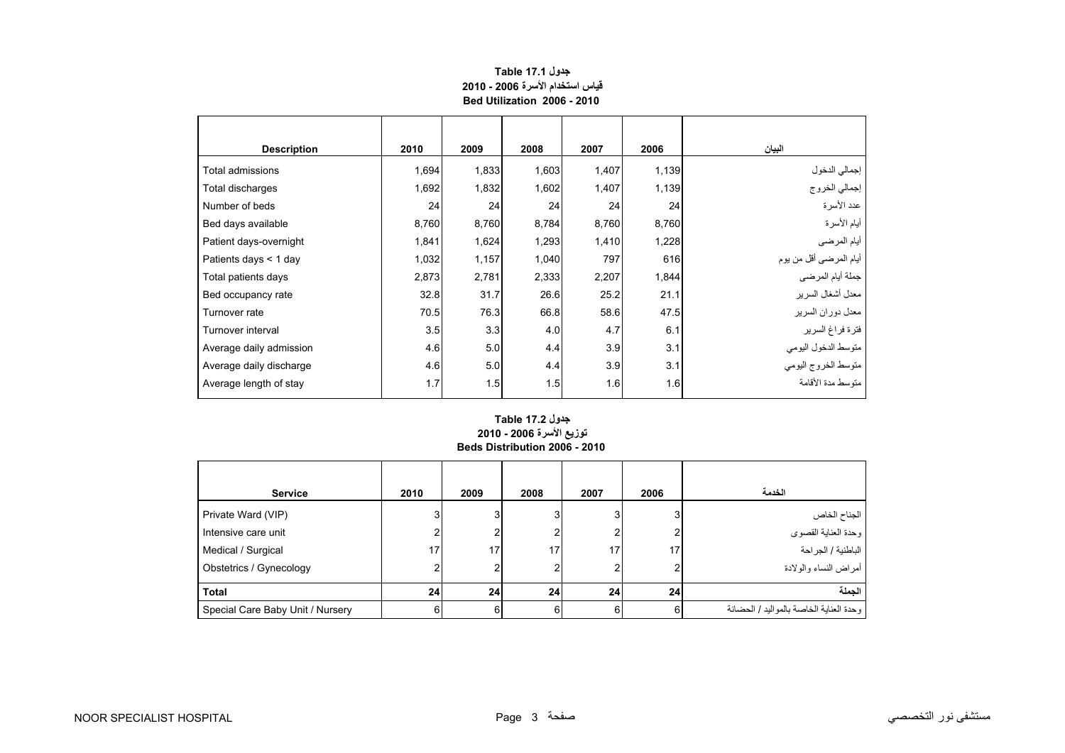**Table 17.1 جدول**

**قياس استخدام الأسرة 2006 - 2010**

**Bed Utilization 2006 - 2010**

| Description | 2010 | 2009 | 2008 | 2007 | 2006 | البيان |
|---|---|---|---|---|---|---|
| Total admissions | 1,694 | 1,833 | 1,603 | 1,407 | 1,139 | إجمالي الدخول |
| Total discharges | 1,692 | 1,832 | 1,602 | 1,407 | 1,139 | إجمالي الخروج |
| Number of beds | 24 | 24 | 24 | 24 | 24 | عدد الأسرة |
| Bed days available | 8,760 | 8,760 | 8,784 | 8,760 | 8,760 | أيام الأسرة |
| Patient days-overnight | 1,841 | 1,624 | 1,293 | 1,410 | 1,228 | أيام المرضى |
| Patients days < 1 day | 1,032 | 1,157 | 1,040 | 797 | 616 | أيام المرضى أقل من يوم |
| Total patients days | 2,873 | 2,781 | 2,333 | 2,207 | 1,844 | جملة أيام المرضى |
| Bed occupancy rate | 32.8 | 31.7 | 26.6 | 25.2 | 21.1 | معدل أشغال السرير |
| Turnover rate | 70.5 | 76.3 | 66.8 | 58.6 | 47.5 | معدل دوران السرير |
| Turnover interval | 3.5 | 3.3 | 4.0 | 4.7 | 6.1 | فترة فراغ السرير |
| Average daily admission | 4.6 | 5.0 | 4.4 | 3.9 | 3.1 | متوسط الدخول اليومي |
| Average daily discharge | 4.6 | 5.0 | 4.4 | 3.9 | 3.1 | متوسط الخروج اليومي |
| Average length of stay | 1.7 | 1.5 | 1.5 | 1.6 | 1.6 | متوسط مدة الأقامة |

**Table 17.2 جدول**

**توزيع الأسرة 2006 - 2010**

**Beds Distribution 2006 - 2010**

| Service | 2010 | 2009 | 2008 | 2007 | 2006 | الخدمة |
|---|---|---|---|---|---|---|
| Private Ward (VIP) | 3 | 3 | 3 | 3 | 3 | الجناح الخاص |
| Intensive care unit | 2 | 2 | 2 | 2 | 2 | وحدة العناية القصوى |
| Medical / Surgical | 17 | 17 | 17 | 17 | 17 | الباطنية / الجراحة |
| Obstetrics / Gynecology | 2 | 2 | 2 | 2 | 2 | أمراض النساء والولادة |
| **Total** | **24** | **24** | **24** | **24** | **24** | **الجملة** |
| Special Care Baby Unit / Nursery | 6 | 6 | 6 | 6 | 6 | وحدة العناية الخاصة بالمواليد / الحضانة |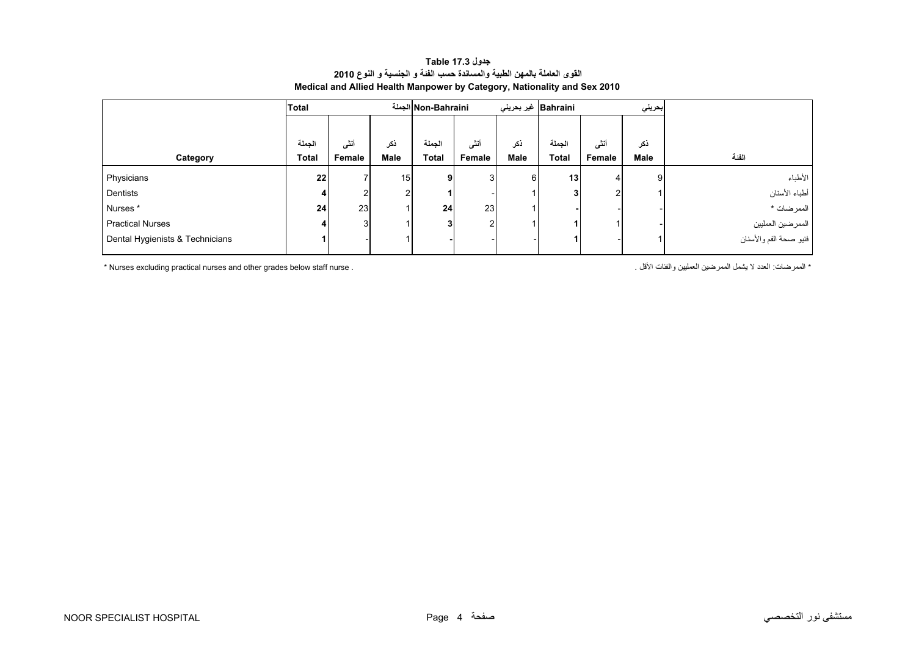**جدول Table 17.3**

**القوى العاملة بالمهن الطبية والمساندة حسب الفئة و الجنسية و النوع 2010**

**Medical and Allied Health Manpower by Category, Nationality and Sex 2010**

| | Total الجملة | | | Non-Bahraini غير بحريني | | | Bahraini بحريني | | | |
|---|---|---|---|---|---|---|---|---|---|---|
| Category | الجملة Total | أنثى Female | ذكر Male | الجملة Total | أنثى Female | ذكر Male | الجملة Total | أنثى Female | ذكر Male | الفئة |
| Physicians | **22** | 7 | 15 | **9** | 3 | 6 | **13** | 4 | 9 | الأطباء |
| Dentists | **4** | 2 | 2 | **1** | - | 1 | **3** | 2 | 1 | أطباء الأسنان |
| Nurses * | **24** | 23 | 1 | **24** | 23 | 1 | **-** | - | - | الممرضات * |
| Practical Nurses | **4** | 3 | 1 | **3** | 2 | 1 | **1** | 1 | - | الممرضين العمليين |
| Dental Hygienists & Technicians | **1** | - | 1 | **-** | - | - | **1** | - | 1 | فنيو صحة الفم والأسنان |

* Nurses excluding practical nurses and other grades below staff nurse .

* الممرضات: العدد لا يشمل الممرضين العمليين والفئات الأقل .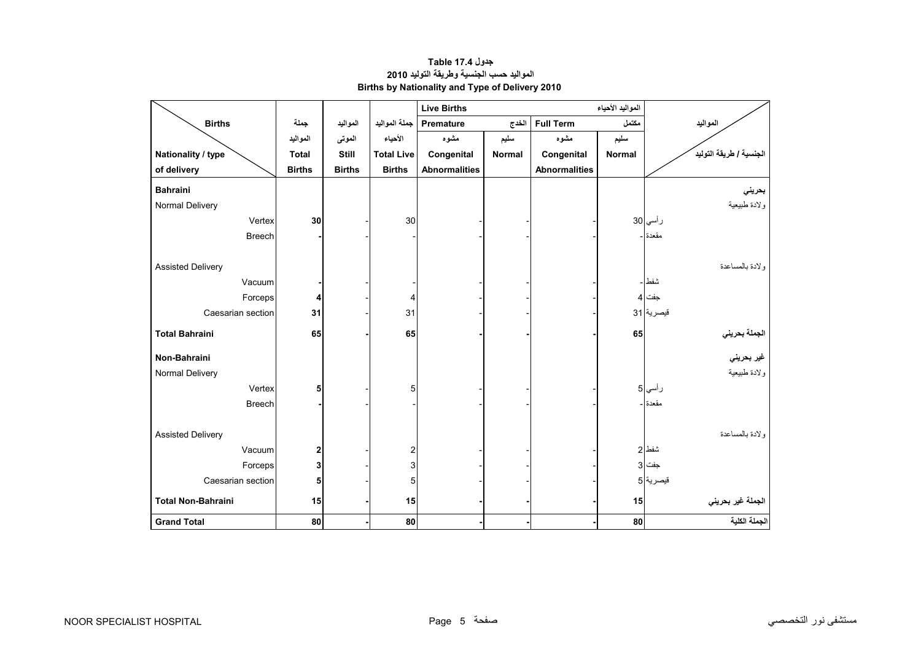**جدول Table 17.4**
**المواليد حسب الجنسية وطريقة التوليد 2010**
**Births by Nationality and Type of Delivery 2010**

| Births / Nationality / type of delivery | جملة المواليد Total Births | المواليد الموتى Still Births | جملة المواليد الأحياء Total Live Births | Live Births المواليد الأحياء | | | | المواليد / الجنسية / طريقة التوليد |
|---|---|---|---|---|---|---|---|---|
| | | | | Premature الخدج | | Full Term مكتمل | | |
| | | | | مشوه Congenital Abnormalities | سليم Normal | مشوه Congenital Abnormalities | سليم Normal | |
| **Bahraini** | | | | | | | | **بحريني** |
| Normal Delivery | | | | | | | | ولادة طبيعية |
| Vertex | **30** | - | 30 | - | - | - | 30 | رأسي |
| Breech | **-** | - | - | - | - | - | - | مقعدة |
| Assisted Delivery | | | | | | | | ولادة بالمساعدة |
| Vacuum | **-** | - | - | - | - | - | - | شفط |
| Forceps | **4** | - | 4 | - | - | - | 4 | جفت |
| Caesarian section | **31** | - | 31 | - | - | - | 31 | قيصرية |
| **Total Bahraini** | **65** | **-** | **65** | **-** | **-** | **-** | **65** | **الجملة بحريني** |
| **Non-Bahraini** | | | | | | | | **غير بحريني** |
| Normal Delivery | | | | | | | | ولادة طبيعية |
| Vertex | **5** | - | 5 | - | - | - | 5 | رأسي |
| Breech | **-** | - | - | - | - | - | - | مقعدة |
| Assisted Delivery | | | | | | | | ولادة بالمساعدة |
| Vacuum | **2** | - | 2 | - | - | - | 2 | شفط |
| Forceps | **3** | - | 3 | - | - | - | 3 | جفت |
| Caesarian section | **5** | - | 5 | - | - | - | 5 | قيصرية |
| **Total Non-Bahraini** | **15** | **-** | **15** | **-** | **-** | **-** | **15** | **الجملة غير بحريني** |
| **Grand Total** | **80** | **-** | **80** | **-** | **-** | **-** | **80** | **الجملة الكلية** |

NOOR SPECIALIST HOSPITAL | مستشفى نور التخصصي